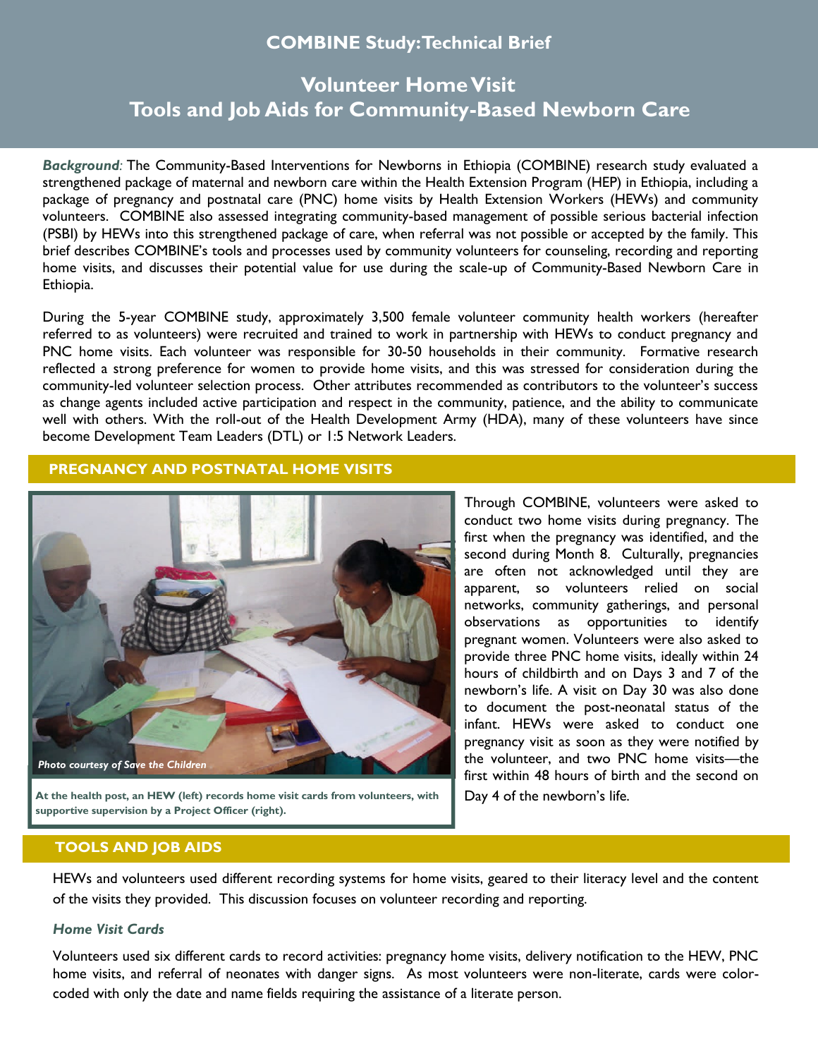# COMBINE Study: Technical Brief

## Volunteer Home Visit Tools and Job Aids for Community-Based Newborn Care

***Background:*** The Community-Based Interventions for Newborns in Ethiopia (COMBINE) research study evaluated a strengthened package of maternal and newborn care within the Health Extension Program (HEP) in Ethiopia, including a package of pregnancy and postnatal care (PNC) home visits by Health Extension Workers (HEWs) and community volunteers. COMBINE also assessed integrating community-based management of possible serious bacterial infection (PSBI) by HEWs into this strengthened package of care, when referral was not possible or accepted by the family. This brief describes COMBINE's tools and processes used by community volunteers for counseling, recording and reporting home visits, and discusses their potential value for use during the scale-up of Community-Based Newborn Care in Ethiopia.

During the 5-year COMBINE study, approximately 3,500 female volunteer community health workers (hereafter referred to as volunteers) were recruited and trained to work in partnership with HEWs to conduct pregnancy and PNC home visits. Each volunteer was responsible for 30-50 households in their community. Formative research reflected a strong preference for women to provide home visits, and this was stressed for consideration during the community-led volunteer selection process. Other attributes recommended as contributors to the volunteer's success as change agents included active participation and respect in the community, patience, and the ability to communicate well with others. With the roll-out of the Health Development Army (HDA), many of these volunteers have since become Development Team Leaders (DTL) or 1:5 Network Leaders.

## PREGNANCY AND POSTNATAL HOME VISITS

*Photo courtesy of Save the Children*

**At the health post, an HEW (left) records home visit cards from volunteers, with supportive supervision by a Project Officer (right).**

Through COMBINE, volunteers were asked to conduct two home visits during pregnancy. The first when the pregnancy was identified, and the second during Month 8. Culturally, pregnancies are often not acknowledged until they are apparent, so volunteers relied on social networks, community gatherings, and personal observations as opportunities to identify pregnant women. Volunteers were also asked to provide three PNC home visits, ideally within 24 hours of childbirth and on Days 3 and 7 of the newborn's life. A visit on Day 30 was also done to document the post-neonatal status of the infant. HEWs were asked to conduct one pregnancy visit as soon as they were notified by the volunteer, and two PNC home visits—the first within 48 hours of birth and the second on Day 4 of the newborn's life.

## TOOLS AND JOB AIDS

HEWs and volunteers used different recording systems for home visits, geared to their literacy level and the content of the visits they provided. This discussion focuses on volunteer recording and reporting.

### *Home Visit Cards*

Volunteers used six different cards to record activities: pregnancy home visits, delivery notification to the HEW, PNC home visits, and referral of neonates with danger signs. As most volunteers were non-literate, cards were color-coded with only the date and name fields requiring the assistance of a literate person.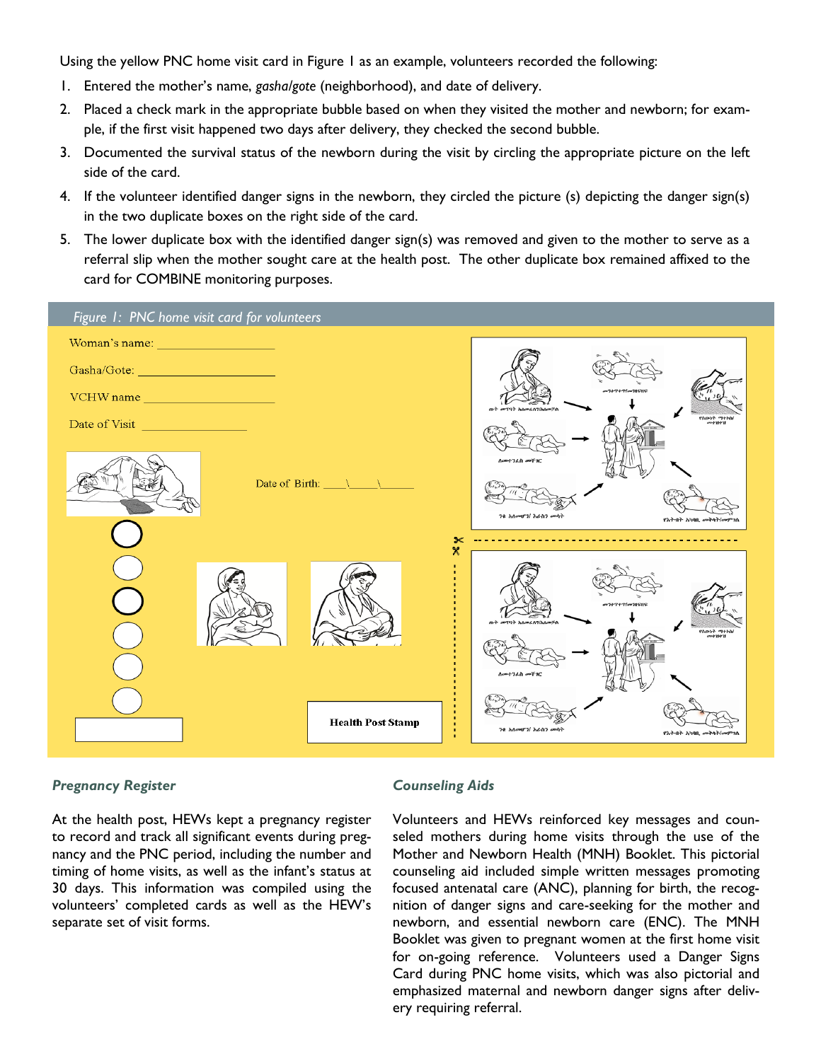Using the yellow PNC home visit card in Figure 1 as an example, volunteers recorded the following:

1. Entered the mother's name, *gasha/gote* (neighborhood), and date of delivery.
2. Placed a check mark in the appropriate bubble based on when they visited the mother and newborn; for example, if the first visit happened two days after delivery, they checked the second bubble.
3. Documented the survival status of the newborn during the visit by circling the appropriate picture on the left side of the card.
4. If the volunteer identified danger signs in the newborn, they circled the picture (s) depicting the danger sign(s) in the two duplicate boxes on the right side of the card.
5. The lower duplicate box with the identified danger sign(s) was removed and given to the mother to serve as a referral slip when the mother sought care at the health post. The other duplicate box remained affixed to the card for COMBINE monitoring purposes.

*Figure 1: PNC home visit card for volunteers*

Woman's name: ____________

Gasha/Gote: ____________

VCHW name ____________

Date of Visit ____________

Date of Birth: ___\\___\\___

Health Post Stamp

### *Pregnancy Register*

At the health post, HEWs kept a pregnancy register to record and track all significant events during pregnancy and the PNC period, including the number and timing of home visits, as well as the infant's status at 30 days. This information was compiled using the volunteers' completed cards as well as the HEW's separate set of visit forms.

### *Counseling Aids*

Volunteers and HEWs reinforced key messages and counseled mothers during home visits through the use of the Mother and Newborn Health (MNH) Booklet. This pictorial counseling aid included simple written messages promoting focused antenatal care (ANC), planning for birth, the recognition of danger signs and care-seeking for the mother and newborn, and essential newborn care (ENC). The MNH Booklet was given to pregnant women at the first home visit for on-going reference. Volunteers used a Danger Signs Card during PNC home visits, which was also pictorial and emphasized maternal and newborn danger signs after delivery requiring referral.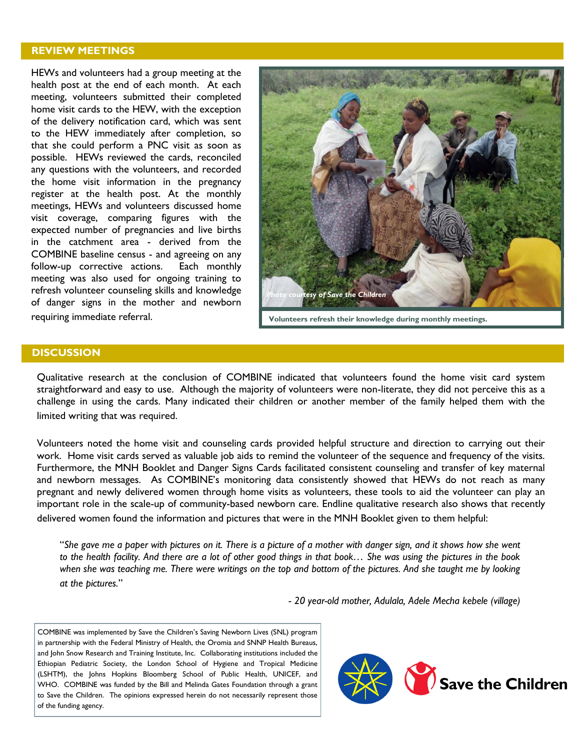## REVIEW MEETINGS

HEWs and volunteers had a group meeting at the health post at the end of each month. At each meeting, volunteers submitted their completed home visit cards to the HEW, with the exception of the delivery notification card, which was sent to the HEW immediately after completion, so that she could perform a PNC visit as soon as possible. HEWs reviewed the cards, reconciled any questions with the volunteers, and recorded the home visit information in the pregnancy register at the health post. At the monthly meetings, HEWs and volunteers discussed home visit coverage, comparing figures with the expected number of pregnancies and live births in the catchment area - derived from the COMBINE baseline census - and agreeing on any follow-up corrective actions. Each monthly meeting was also used for ongoing training to refresh volunteer counseling skills and knowledge of danger signs in the mother and newborn requiring immediate referral.

*Photo courtesy of Save the Children*

**Volunteers refresh their knowledge during monthly meetings.**

## DISCUSSION

Qualitative research at the conclusion of COMBINE indicated that volunteers found the home visit card system straightforward and easy to use. Although the majority of volunteers were non-literate, they did not perceive this as a challenge in using the cards. Many indicated their children or another member of the family helped them with the limited writing that was required.

Volunteers noted the home visit and counseling cards provided helpful structure and direction to carrying out their work. Home visit cards served as valuable job aids to remind the volunteer of the sequence and frequency of the visits. Furthermore, the MNH Booklet and Danger Signs Cards facilitated consistent counseling and transfer of key maternal and newborn messages. As COMBINE's monitoring data consistently showed that HEWs do not reach as many pregnant and newly delivered women through home visits as volunteers, these tools to aid the volunteer can play an important role in the scale-up of community-based newborn care. Endline qualitative research also shows that recently delivered women found the information and pictures that were in the MNH Booklet given to them helpful:

> "*She gave me a paper with pictures on it. There is a picture of a mother with danger sign, and it shows how she went to the health facility. And there are a lot of other good things in that book… She was using the pictures in the book when she was teaching me. There were writings on the top and bottom of the pictures. And she taught me by looking at the pictures.*"
>
> *- 20 year-old mother, Adulala, Adele Mecha kebele (village)*

COMBINE was implemented by Save the Children's Saving Newborn Lives (SNL) program in partnership with the Federal Ministry of Health, the Oromia and SNNP Health Bureaus, and John Snow Research and Training Institute, Inc. Collaborating institutions included the Ethiopian Pediatric Society, the London School of Hygiene and Tropical Medicine (LSHTM), the Johns Hopkins Bloomberg School of Public Health, UNICEF, and WHO. COMBINE was funded by the Bill and Melinda Gates Foundation through a grant to Save the Children. The opinions expressed herein do not necessarily represent those of the funding agency.

Save the Children